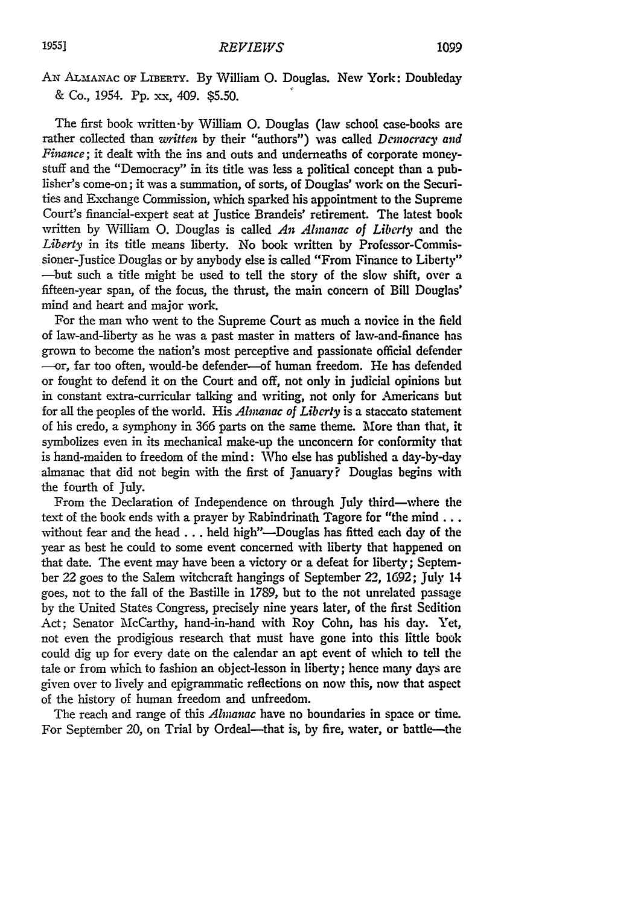AN ALMANAC OF LIBERTY. By William O. Douglas. New York: Doubleday & Co., 1954. Pp. xx, 409. $5.50.

The first book written by William O. Douglas (law school case-books are rather collected than *written* by their "authors") was called *Democracy and Finance*; it dealt with the ins and outs and underneaths of corporate money-stuff and the "Democracy" in its title was less a political concept than a publisher's come-on; it was a summation, of sorts, of Douglas' work on the Securities and Exchange Commission, which sparked his appointment to the Supreme Court's financial-expert seat at Justice Brandeis' retirement. The latest book written by William O. Douglas is called *An Almanac of Liberty* and the *Liberty* in its title means liberty. No book written by Professor-Commissioner-Justice Douglas or by anybody else is called "From Finance to Liberty" —but such a title might be used to tell the story of the slow shift, over a fifteen-year span, of the focus, the thrust, the main concern of Bill Douglas' mind and heart and major work.

For the man who went to the Supreme Court as much a novice in the field of law-and-liberty as he was a past master in matters of law-and-finance has grown to become the nation's most perceptive and passionate official defender —or, far too often, would-be defender—of human freedom. He has defended or fought to defend it on the Court and off, not only in judicial opinions but in constant extra-curricular talking and writing, not only for Americans but for all the peoples of the world. His *Almanac of Liberty* is a staccato statement of his credo, a symphony in 366 parts on the same theme. More than that, it symbolizes even in its mechanical make-up the unconcern for conformity that is hand-maiden to freedom of the mind: Who else has published a day-by-day almanac that did not begin with the first of January? Douglas begins with the fourth of July.

From the Declaration of Independence on through July third—where the text of the book ends with a prayer by Rabindrinath Tagore for "the mind . . . without fear and the head . . . held high"—Douglas has fitted each day of the year as best he could to some event concerned with liberty that happened on that date. The event may have been a victory or a defeat for liberty; September 22 goes to the Salem witchcraft hangings of September 22, 1692; July 14 goes, not to the fall of the Bastille in 1789, but to the not unrelated passage by the United States Congress, precisely nine years later, of the first Sedition Act; Senator McCarthy, hand-in-hand with Roy Cohn, has his day. Yet, not even the prodigious research that must have gone into this little book could dig up for every date on the calendar an apt event of which to tell the tale or from which to fashion an object-lesson in liberty; hence many days are given over to lively and epigrammatic reflections on now this, now that aspect of the history of human freedom and unfreedom.

The reach and range of this *Almanac* have no boundaries in space or time. For September 20, on Trial by Ordeal—that is, by fire, water, or battle—the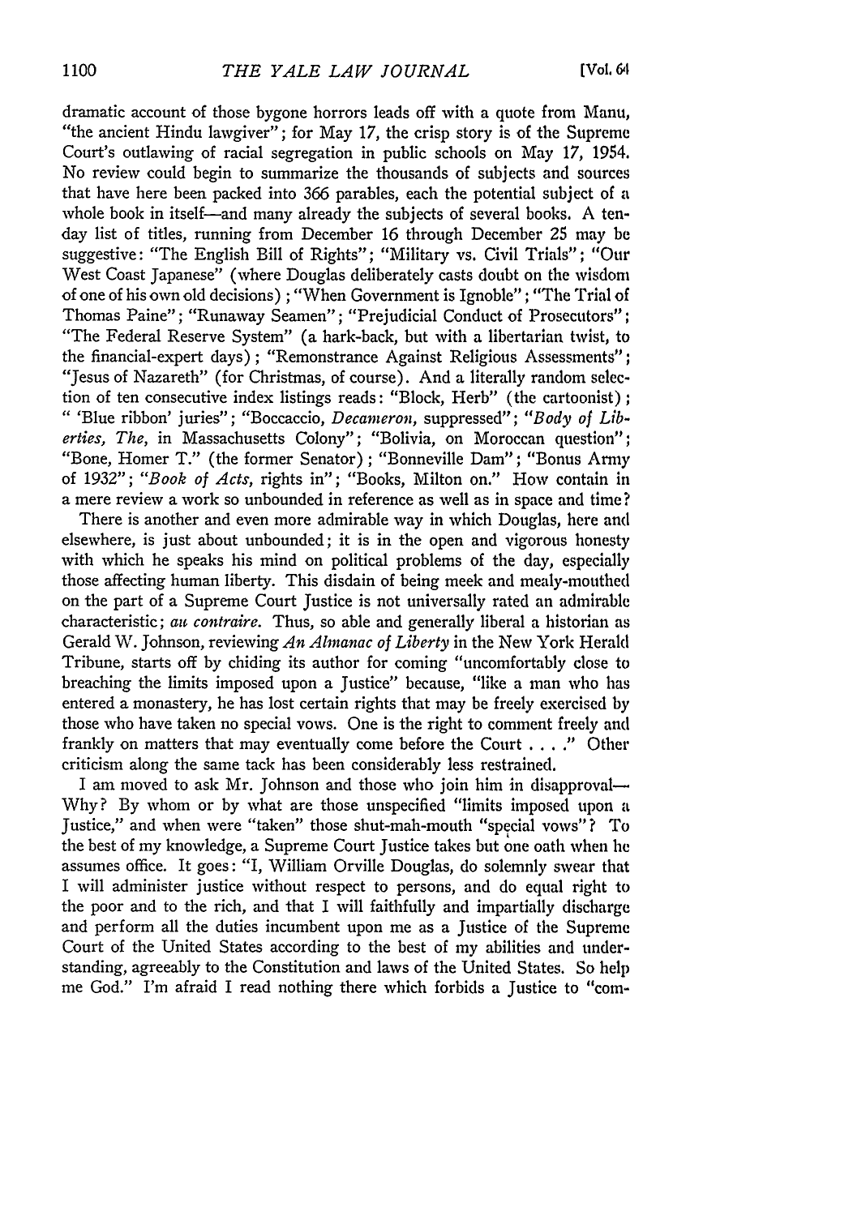dramatic account of those bygone horrors leads off with a quote from Manu, "the ancient Hindu lawgiver"; for May 17, the crisp story is of the Supreme Court's outlawing of racial segregation in public schools on May 17, 1954. No review could begin to summarize the thousands of subjects and sources that have here been packed into 366 parables, each the potential subject of a whole book in itself—and many already the subjects of several books. A ten-day list of titles, running from December 16 through December 25 may be suggestive: "The English Bill of Rights"; "Military vs. Civil Trials"; "Our West Coast Japanese" (where Douglas deliberately casts doubt on the wisdom of one of his own old decisions); "When Government is Ignoble"; "The Trial of Thomas Paine"; "Runaway Seamen"; "Prejudicial Conduct of Prosecutors"; "The Federal Reserve System" (a hark-back, but with a libertarian twist, to the financial-expert days); "Remonstrance Against Religious Assessments"; "Jesus of Nazareth" (for Christmas, of course). And a literally random selection of ten consecutive index listings reads: "Block, Herb" (the cartoonist); " 'Blue ribbon' juries"; "Boccaccio, *Decameron*, suppressed"; "*Body of Liberties, The*, in Massachusetts Colony"; "Bolivia, on Moroccan question"; "Bone, Homer T." (the former Senator); "Bonneville Dam"; "Bonus Army of 1932"; "*Book of Acts*, rights in"; "Books, Milton on." How contain in a mere review a work so unbounded in reference as well as in space and time?

There is another and even more admirable way in which Douglas, here and elsewhere, is just about unbounded; it is in the open and vigorous honesty with which he speaks his mind on political problems of the day, especially those affecting human liberty. This disdain of being meek and mealy-mouthed on the part of a Supreme Court Justice is not universally rated an admirable characteristic; *au contraire*. Thus, so able and generally liberal a historian as Gerald W. Johnson, reviewing *An Almanac of Liberty* in the New York Herald Tribune, starts off by chiding its author for coming "uncomfortably close to breaching the limits imposed upon a Justice" because, "like a man who has entered a monastery, he has lost certain rights that may be freely exercised by those who have taken no special vows. One is the right to comment freely and frankly on matters that may eventually come before the Court . . . ." Other criticism along the same tack has been considerably less restrained.

I am moved to ask Mr. Johnson and those who join him in disapproval—Why? By whom or by what are those unspecified "limits imposed upon a Justice," and when were "taken" those shut-mah-mouth "special vows"? To the best of my knowledge, a Supreme Court Justice takes but one oath when he assumes office. It goes: "I, William Orville Douglas, do solemnly swear that I will administer justice without respect to persons, and do equal right to the poor and to the rich, and that I will faithfully and impartially discharge and perform all the duties incumbent upon me as a Justice of the Supreme Court of the United States according to the best of my abilities and understanding, agreeably to the Constitution and laws of the United States. So help me God." I'm afraid I read nothing there which forbids a Justice to "com-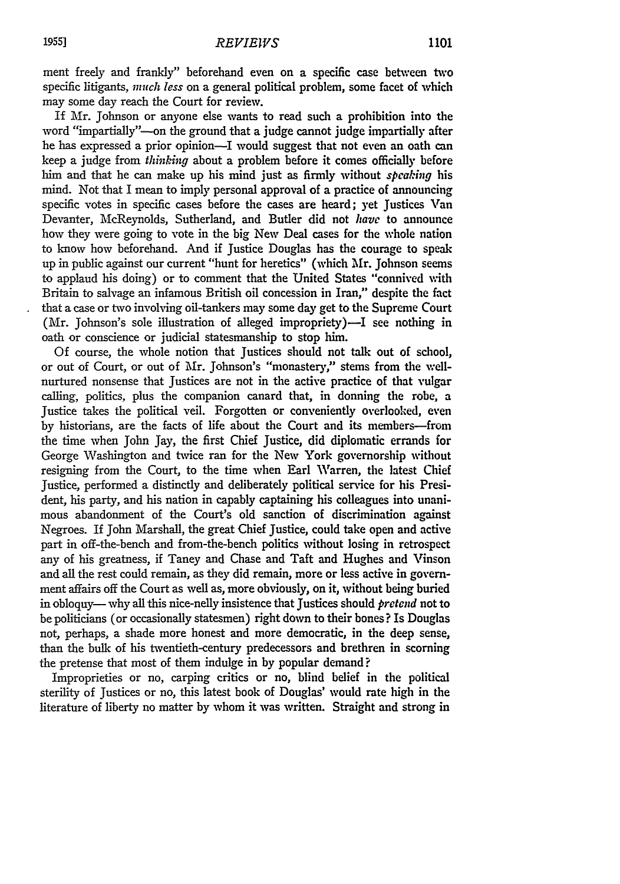ment freely and frankly" beforehand even on a specific case between two specific litigants, *much less* on a general political problem, some facet of which may some day reach the Court for review.

If Mr. Johnson or anyone else wants to read such a prohibition into the word "impartially"—on the ground that a judge cannot judge impartially after he has expressed a prior opinion—I would suggest that not even an oath can keep a judge from *thinking* about a problem before it comes officially before him and that he can make up his mind just as firmly without *speaking* his mind. Not that I mean to imply personal approval of a practice of announcing specific votes in specific cases before the cases are heard; yet Justices Van Devanter, McReynolds, Sutherland, and Butler did not *have* to announce how they were going to vote in the big New Deal cases for the whole nation to know how beforehand. And if Justice Douglas has the courage to speak up in public against our current "hunt for heretics" (which Mr. Johnson seems to applaud his doing) or to comment that the United States "connived with Britain to salvage an infamous British oil concession in Iran," despite the fact that a case or two involving oil-tankers may some day get to the Supreme Court (Mr. Johnson's sole illustration of alleged impropriety)—I see nothing in oath or conscience or judicial statesmanship to stop him.

Of course, the whole notion that Justices should not talk out of school, or out of Court, or out of Mr. Johnson's "monastery," stems from the well-nurtured nonsense that Justices are not in the active practice of that vulgar calling, politics, plus the companion canard that, in donning the robe, a Justice takes the political veil. Forgotten or conveniently overlooked, even by historians, are the facts of life about the Court and its members—from the time when John Jay, the first Chief Justice, did diplomatic errands for George Washington and twice ran for the New York governorship without resigning from the Court, to the time when Earl Warren, the latest Chief Justice, performed a distinctly and deliberately political service for his President, his party, and his nation in capably captaining his colleagues into unanimous abandonment of the Court's old sanction of discrimination against Negroes. If John Marshall, the great Chief Justice, could take open and active part in off-the-bench and from-the-bench politics without losing in retrospect any of his greatness, if Taney and Chase and Taft and Hughes and Vinson and all the rest could remain, as they did remain, more or less active in government affairs off the Court as well as, more obviously, on it, without being buried in obloquy— why all this nice-nelly insistence that Justices should *pretend* not to be politicians (or occasionally statesmen) right down to their bones? Is Douglas not, perhaps, a shade more honest and more democratic, in the deep sense, than the bulk of his twentieth-century predecessors and brethren in scorning the pretense that most of them indulge in by popular demand?

Improprieties or no, carping critics or no, blind belief in the political sterility of Justices or no, this latest book of Douglas' would rate high in the literature of liberty no matter by whom it was written. Straight and strong in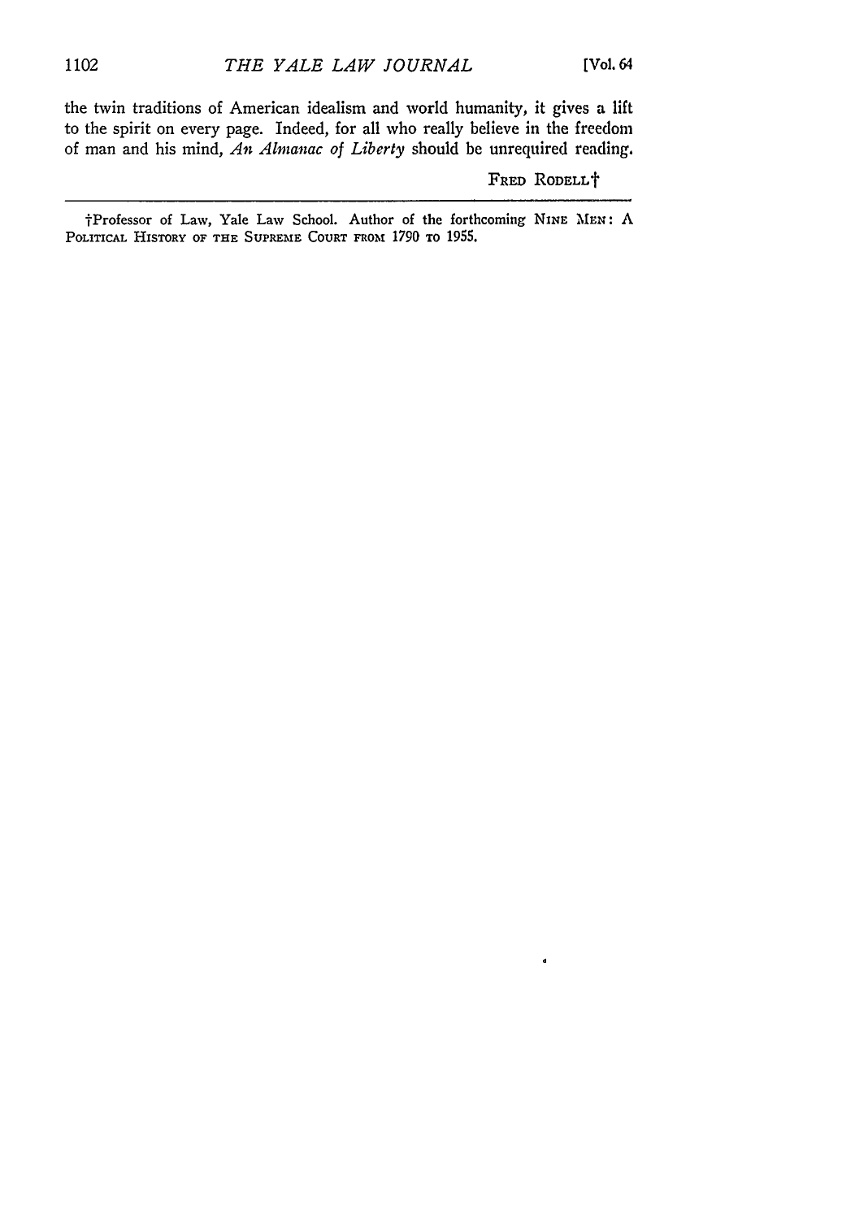the twin traditions of American idealism and world humanity, it gives a lift to the spirit on every page. Indeed, for all who really believe in the freedom of man and his mind, *An Almanac of Liberty* should be unrequired reading.

FRED RODELL†

---

†Professor of Law, Yale Law School. Author of the forthcoming NINE MEN: A POLITICAL HISTORY OF THE SUPREME COURT FROM 1790 TO 1955.